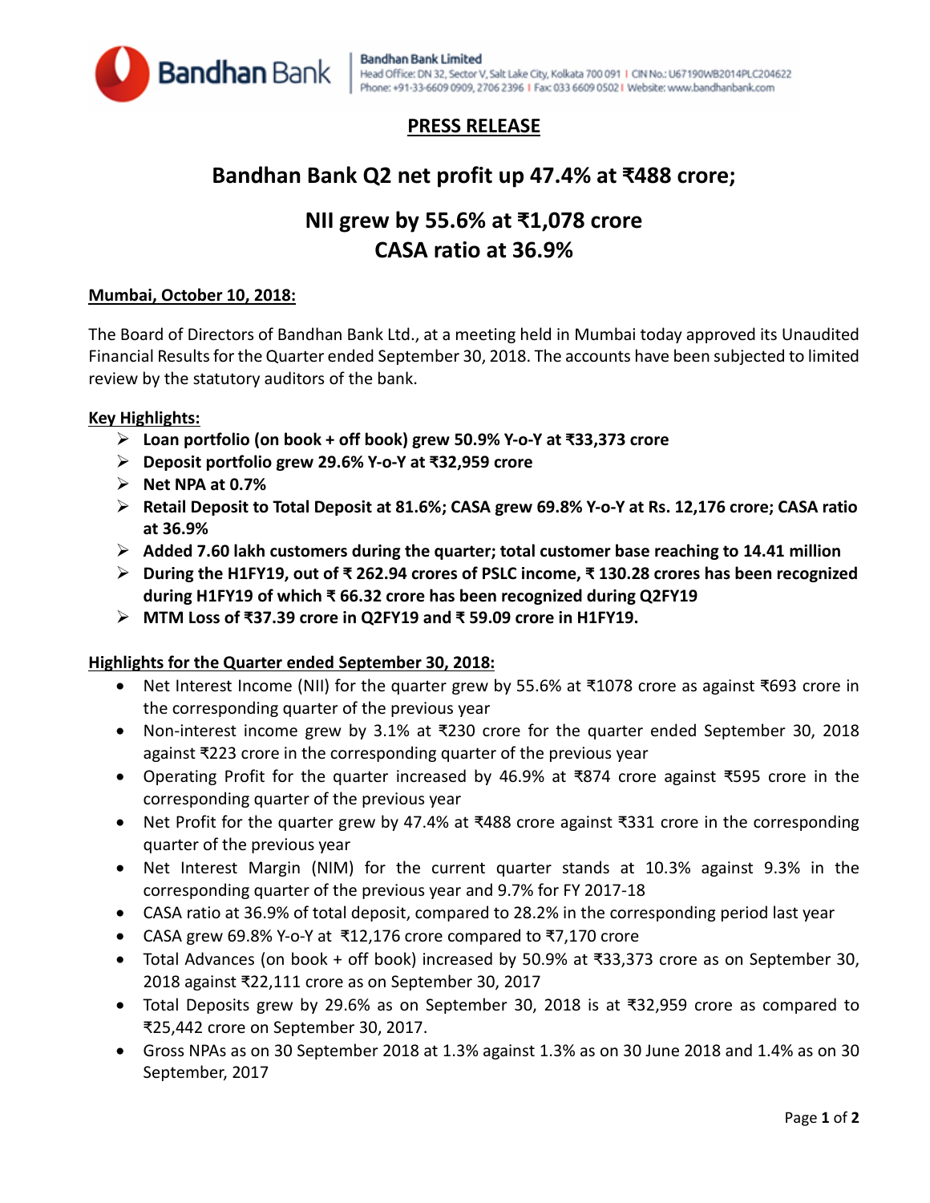**Bandhan Bank Limited**
Head Office: DN 32, Sector V, Salt Lake City, Kolkata 700 091 | CIN No.: U67190WB2014PLC204622
Phone: +91-33-6609 0909, 2706 2396 | Fax: 033 6609 0502 | Website: www.bandhanbank.com

## PRESS RELEASE

# Bandhan Bank Q2 net profit up 47.4% at ₹488 crore;

## NII grew by 55.6% at ₹1,078 crore
## CASA ratio at 36.9%

**Mumbai, October 10, 2018:**

The Board of Directors of Bandhan Bank Ltd., at a meeting held in Mumbai today approved its Unaudited Financial Results for the Quarter ended September 30, 2018. The accounts have been subjected to limited review by the statutory auditors of the bank.

**Key Highlights:**

- **Loan portfolio (on book + off book) grew 50.9% Y-o-Y at ₹33,373 crore**
- **Deposit portfolio grew 29.6% Y-o-Y at ₹32,959 crore**
- **Net NPA at 0.7%**
- **Retail Deposit to Total Deposit at 81.6%; CASA grew 69.8% Y-o-Y at Rs. 12,176 crore; CASA ratio at 36.9%**
- **Added 7.60 lakh customers during the quarter; total customer base reaching to 14.41 million**
- **During the H1FY19, out of ₹ 262.94 crores of PSLC income, ₹ 130.28 crores has been recognized during H1FY19 of which ₹ 66.32 crore has been recognized during Q2FY19**
- **MTM Loss of ₹37.39 crore in Q2FY19 and ₹ 59.09 crore in H1FY19.**

**Highlights for the Quarter ended September 30, 2018:**

- Net Interest Income (NII) for the quarter grew by 55.6% at ₹1078 crore as against ₹693 crore in the corresponding quarter of the previous year
- Non-interest income grew by 3.1% at ₹230 crore for the quarter ended September 30, 2018 against ₹223 crore in the corresponding quarter of the previous year
- Operating Profit for the quarter increased by 46.9% at ₹874 crore against ₹595 crore in the corresponding quarter of the previous year
- Net Profit for the quarter grew by 47.4% at ₹488 crore against ₹331 crore in the corresponding quarter of the previous year
- Net Interest Margin (NIM) for the current quarter stands at 10.3% against 9.3% in the corresponding quarter of the previous year and 9.7% for FY 2017-18
- CASA ratio at 36.9% of total deposit, compared to 28.2% in the corresponding period last year
- CASA grew 69.8% Y-o-Y at ₹12,176 crore compared to ₹7,170 crore
- Total Advances (on book + off book) increased by 50.9% at ₹33,373 crore as on September 30, 2018 against ₹22,111 crore as on September 30, 2017
- Total Deposits grew by 29.6% as on September 30, 2018 is at ₹32,959 crore as compared to ₹25,442 crore on September 30, 2017.
- Gross NPAs as on 30 September 2018 at 1.3% against 1.3% as on 30 June 2018 and 1.4% as on 30 September, 2017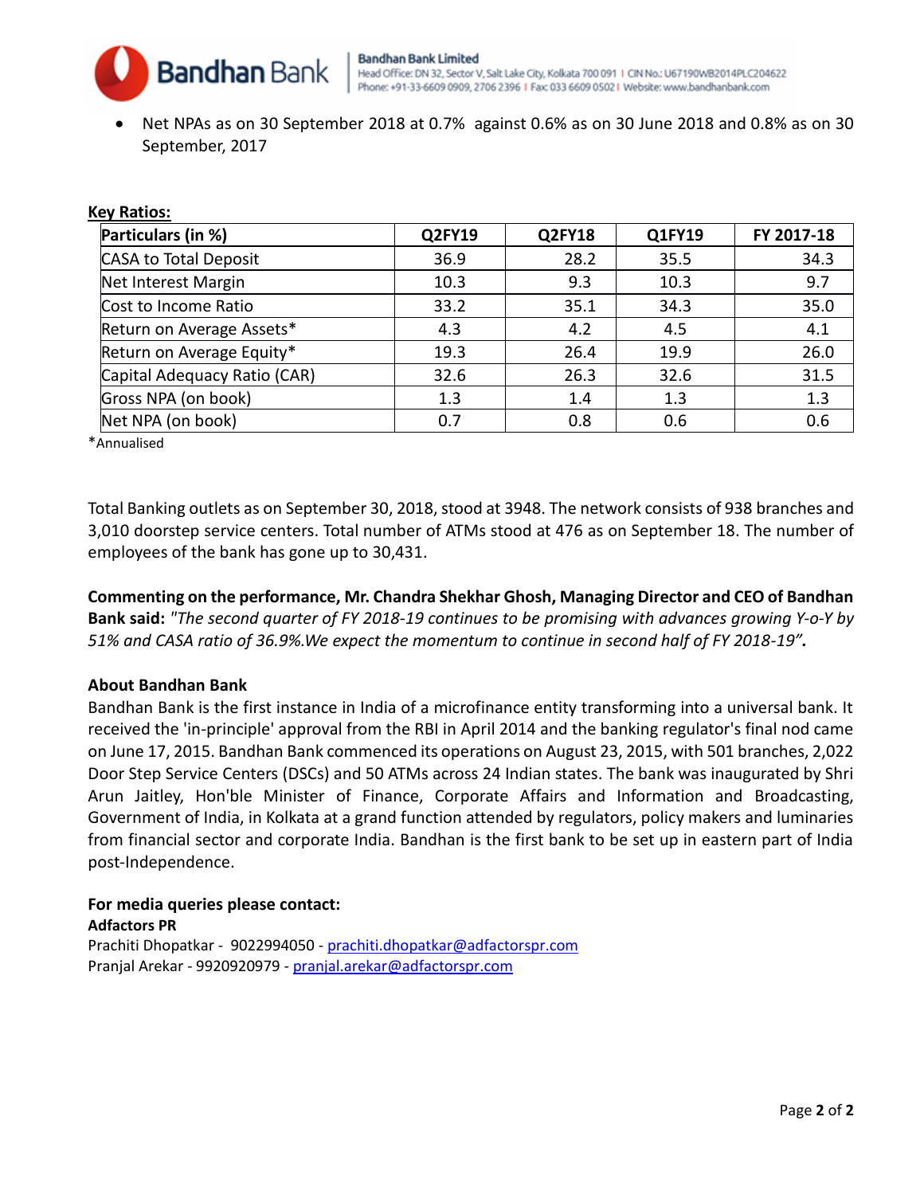- Net NPAs as on 30 September 2018 at 0.7% against 0.6% as on 30 June 2018 and 0.8% as on 30 September, 2017

**Key Ratios:**

| Particulars (in %) | Q2FY19 | Q2FY18 | Q1FY19 | FY 2017-18 |
|---|---|---|---|---|
| CASA to Total Deposit | 36.9 | 28.2 | 35.5 | 34.3 |
| Net Interest Margin | 10.3 | 9.3 | 10.3 | 9.7 |
| Cost to Income Ratio | 33.2 | 35.1 | 34.3 | 35.0 |
| Return on Average Assets* | 4.3 | 4.2 | 4.5 | 4.1 |
| Return on Average Equity* | 19.3 | 26.4 | 19.9 | 26.0 |
| Capital Adequacy Ratio (CAR) | 32.6 | 26.3 | 32.6 | 31.5 |
| Gross NPA (on book) | 1.3 | 1.4 | 1.3 | 1.3 |
| Net NPA (on book) | 0.7 | 0.8 | 0.6 | 0.6 |

*Annualised

Total Banking outlets as on September 30, 2018, stood at 3948. The network consists of 938 branches and 3,010 doorstep service centers. Total number of ATMs stood at 476 as on September 18. The number of employees of the bank has gone up to 30,431.

**Commenting on the performance, Mr. Chandra Shekhar Ghosh, Managing Director and CEO of Bandhan Bank said:** *"The second quarter of FY 2018-19 continues to be promising with advances growing Y-o-Y by 51% and CASA ratio of 36.9%.We expect the momentum to continue in second half of FY 2018-19"***.**

**About Bandhan Bank**

Bandhan Bank is the first instance in India of a microfinance entity transforming into a universal bank. It received the 'in-principle' approval from the RBI in April 2014 and the banking regulator's final nod came on June 17, 2015. Bandhan Bank commenced its operations on August 23, 2015, with 501 branches, 2,022 Door Step Service Centers (DSCs) and 50 ATMs across 24 Indian states. The bank was inaugurated by Shri Arun Jaitley, Hon'ble Minister of Finance, Corporate Affairs and Information and Broadcasting, Government of India, in Kolkata at a grand function attended by regulators, policy makers and luminaries from financial sector and corporate India. Bandhan is the first bank to be set up in eastern part of India post-Independence.

**For media queries please contact:**

**Adfactors PR**

Prachiti Dhopatkar - 9022994050 - prachiti.dhopatkar@adfactorspr.com

Pranjal Arekar - 9920920979 - pranjal.arekar@adfactorspr.com